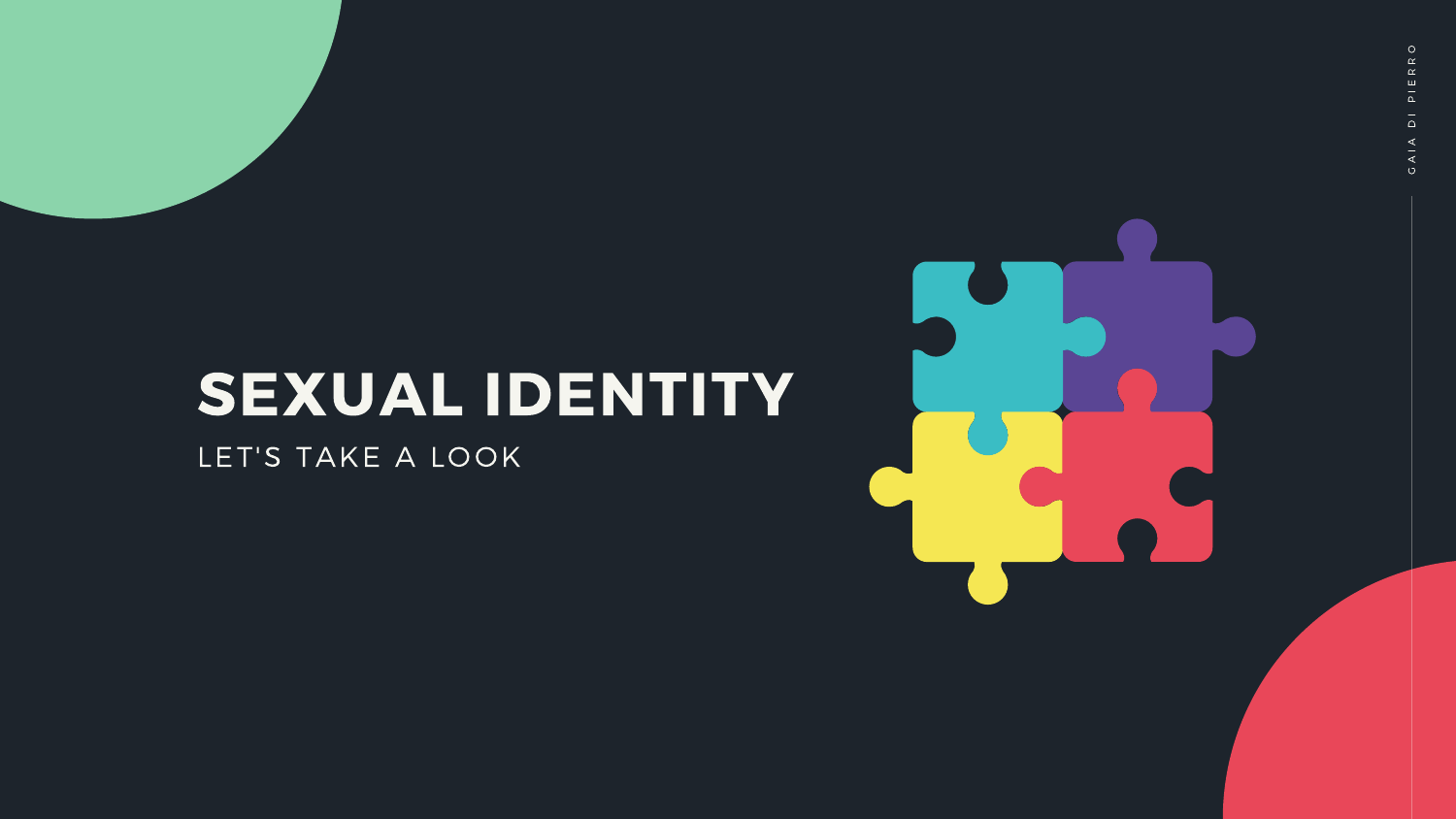# SEXUAL IDENTITY

LET'S TAKE A LOOK

GAIA DI PIERRO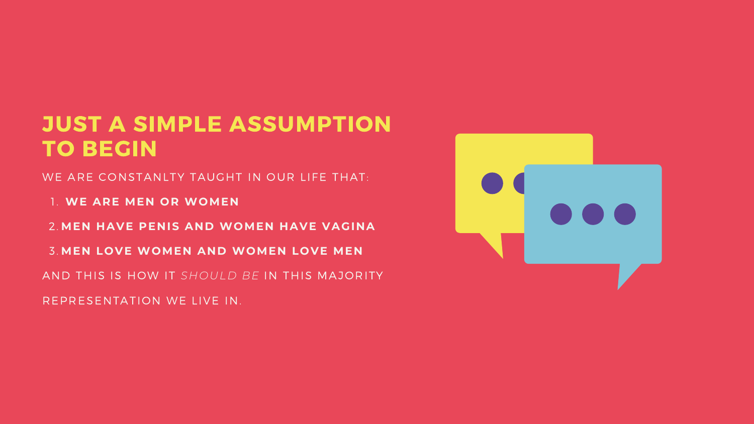# JUST A SIMPLE ASSUMPTION TO BEGIN

WE ARE CONSTANLTY TAUGHT IN OUR LIFE THAT:

1. **WE ARE MEN OR WOMEN**
2. **MEN HAVE PENIS AND WOMEN HAVE VAGINA**
3. **MEN LOVE WOMEN AND WOMEN LOVE MEN**

AND THIS IS HOW IT *SHOULD BE* IN THIS MAJORITY REPRESENTATION WE LIVE IN.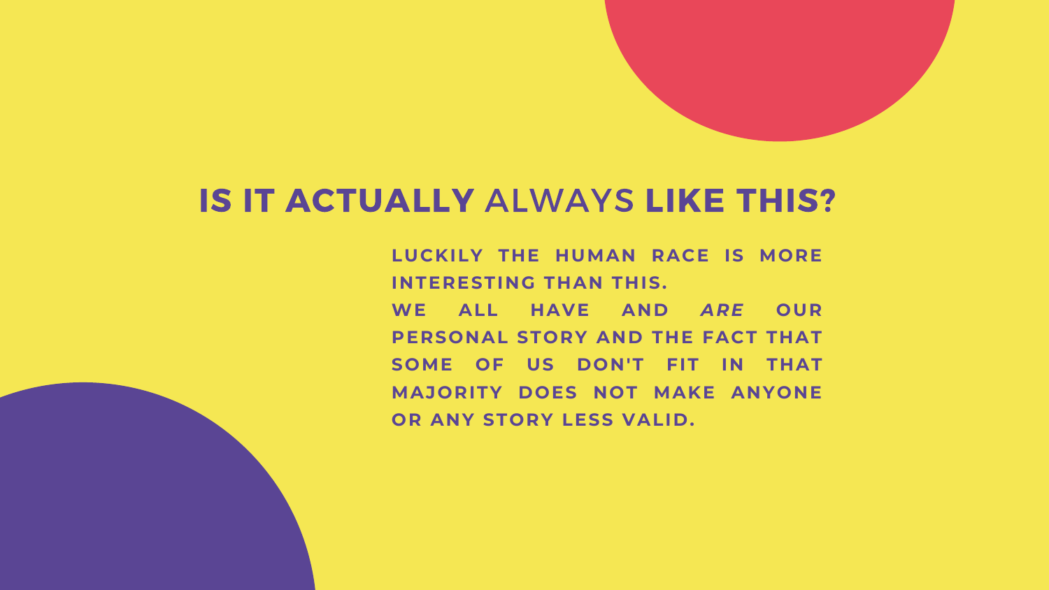# **IS IT ACTUALLY** ALWAYS **LIKE THIS?**

**LUCKILY THE HUMAN RACE IS MORE INTERESTING THAN THIS.**

**WE ALL HAVE AND *ARE* OUR PERSONAL STORY AND THE FACT THAT SOME OF US DON'T FIT IN THAT MAJORITY DOES NOT MAKE ANYONE OR ANY STORY LESS VALID.**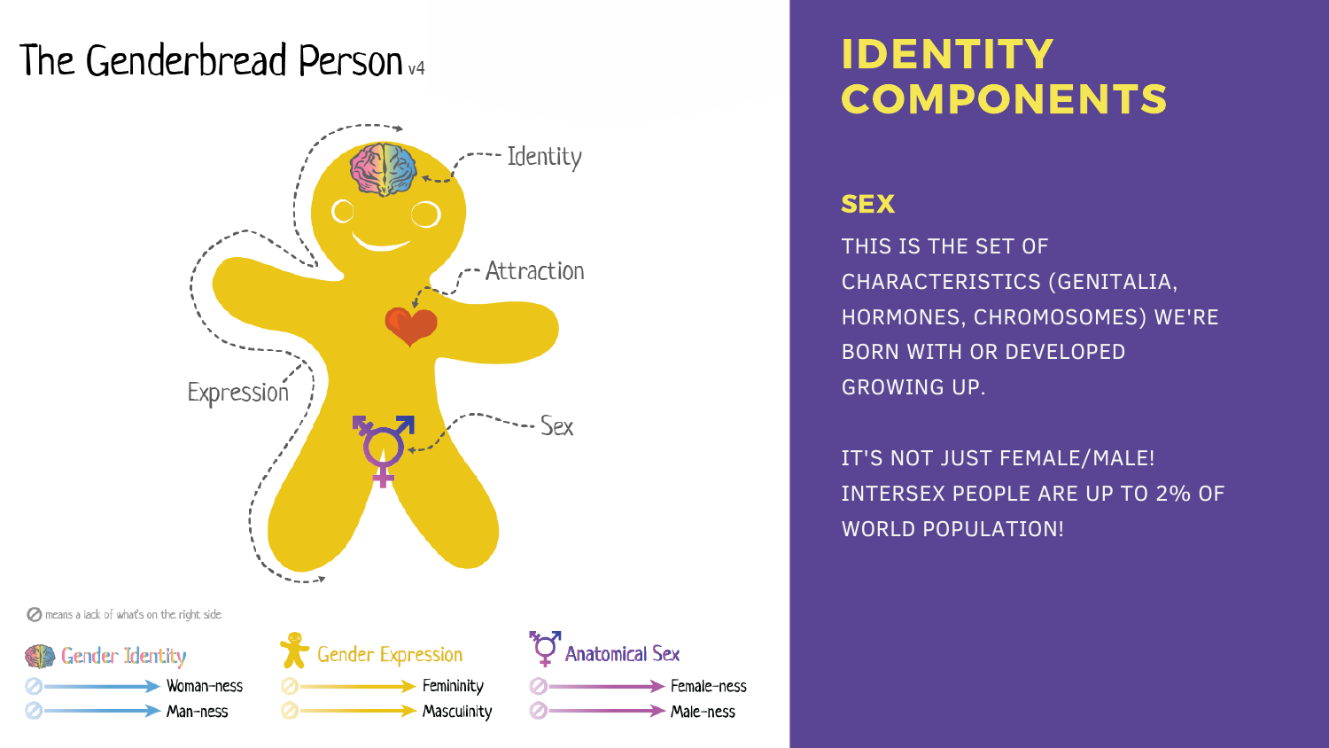# The Genderbread Person v4

Identity

Attraction

Expression

Sex

⊘ means a lack of what's on the right side

**Gender Identity**
- ⊘ → Woman-ness
- ⊘ → Man-ness

**Gender Expression**
- ⊘ → Femininity
- ⊘ → Masculinity

**Anatomical Sex**
- ⊘ → Female-ness
- ⊘ → Male-ness

# IDENTITY COMPONENTS

## SEX

THIS IS THE SET OF CHARACTERISTICS (GENITALIA, HORMONES, CHROMOSOMES) WE'RE BORN WITH OR DEVELOPED GROWING UP.

IT'S NOT JUST FEMALE/MALE! INTERSEX PEOPLE ARE UP TO 2% OF WORLD POPULATION!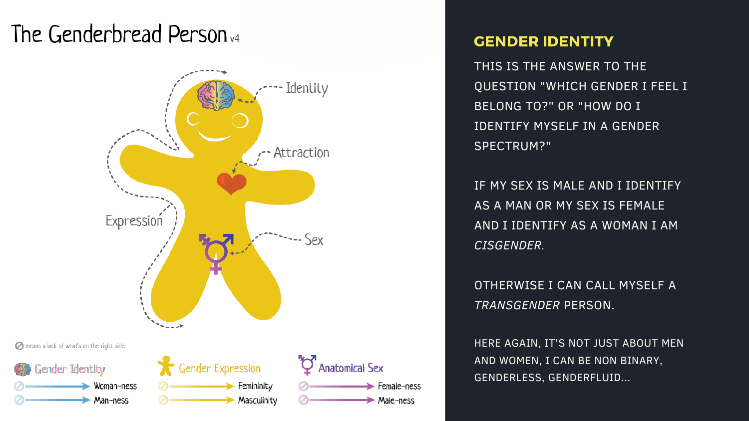# The Genderbread Person v4

Identity

Attraction

Expression

Sex

⊘ means a lack of what's on the right side

**Gender Identity**
- ⊘ → Woman-ness
- ⊘ → Man-ness

**Gender Expression**
- ⊘ → Femininity
- ⊘ → Masculinity

**Anatomical Sex**
- ⊘ → Female-ness
- ⊘ → Male-ness

## GENDER IDENTITY

THIS IS THE ANSWER TO THE QUESTION "WHICH GENDER I FEEL I BELONG TO?" OR "HOW DO I IDENTIFY MYSELF IN A GENDER SPECTRUM?"

IF MY SEX IS MALE AND I IDENTIFY AS A MAN OR MY SEX IS FEMALE AND I IDENTIFY AS A WOMAN I AM *CISGENDER.*

OTHERWISE I CAN CALL MYSELF A *TRANSGENDER* PERSON.

HERE AGAIN, IT'S NOT JUST ABOUT MEN AND WOMEN, I CAN BE NON BINARY, GENDERLESS, GENDERFLUID...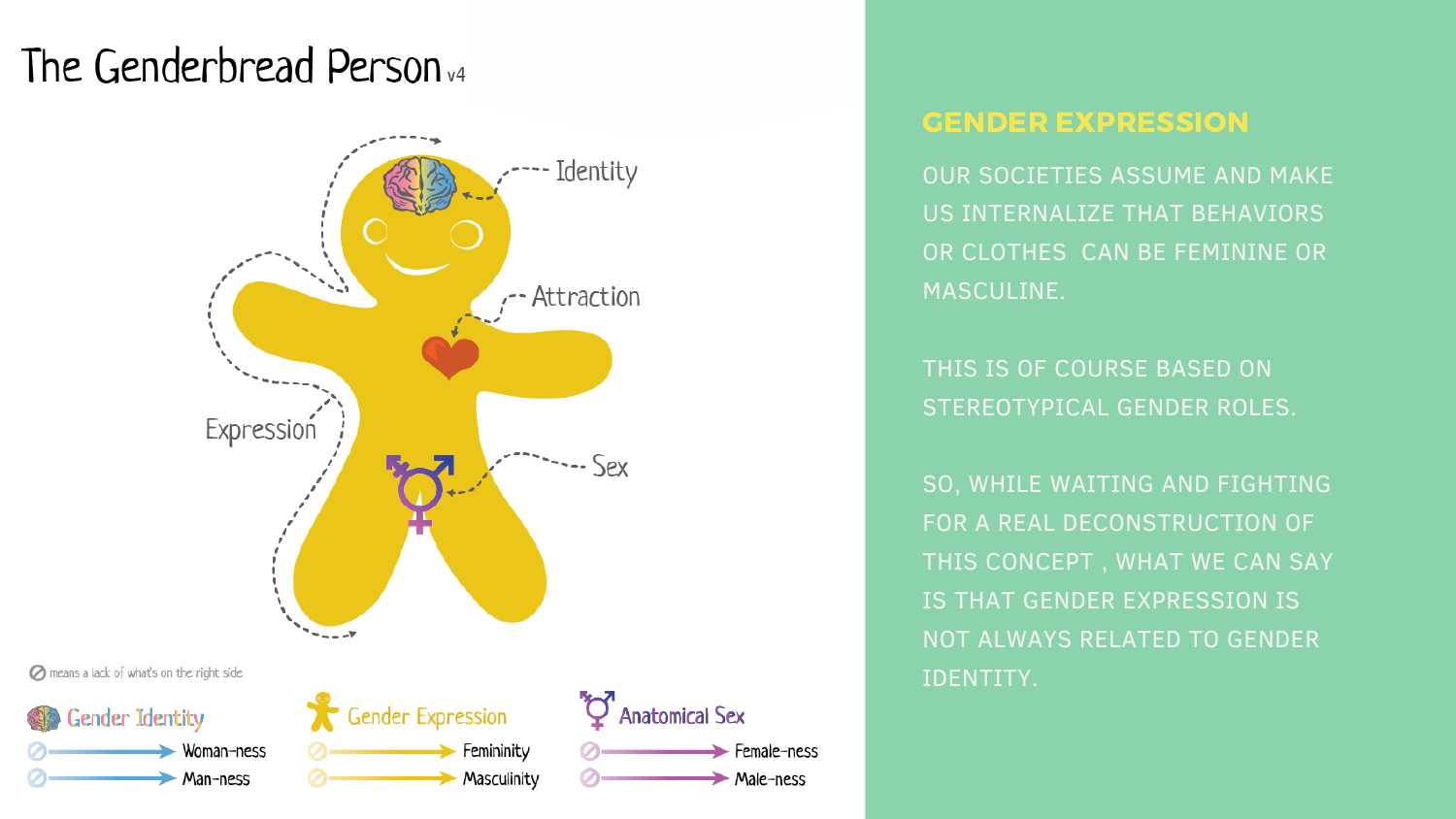# The Genderbread Person v4

Identity

Attraction

Expression

Sex

⊘ means a lack of what's on the right side

| Gender Identity | Gender Expression | Anatomical Sex |
|---|---|---|
| ⊘ → Woman-ness | ⊘ → Femininity | ⊘ → Female-ness |
| ⊘ → Man-ness | ⊘ → Masculinity | ⊘ → Male-ness |

## GENDER EXPRESSION

OUR SOCIETIES ASSUME AND MAKE US INTERNALIZE THAT BEHAVIORS OR CLOTHES CAN BE FEMININE OR MASCULINE.

THIS IS OF COURSE BASED ON STEREOTYPICAL GENDER ROLES.

SO, WHILE WAITING AND FIGHTING FOR A REAL DECONSTRUCTION OF THIS CONCEPT , WHAT WE CAN SAY IS THAT GENDER EXPRESSION IS NOT ALWAYS RELATED TO GENDER IDENTITY.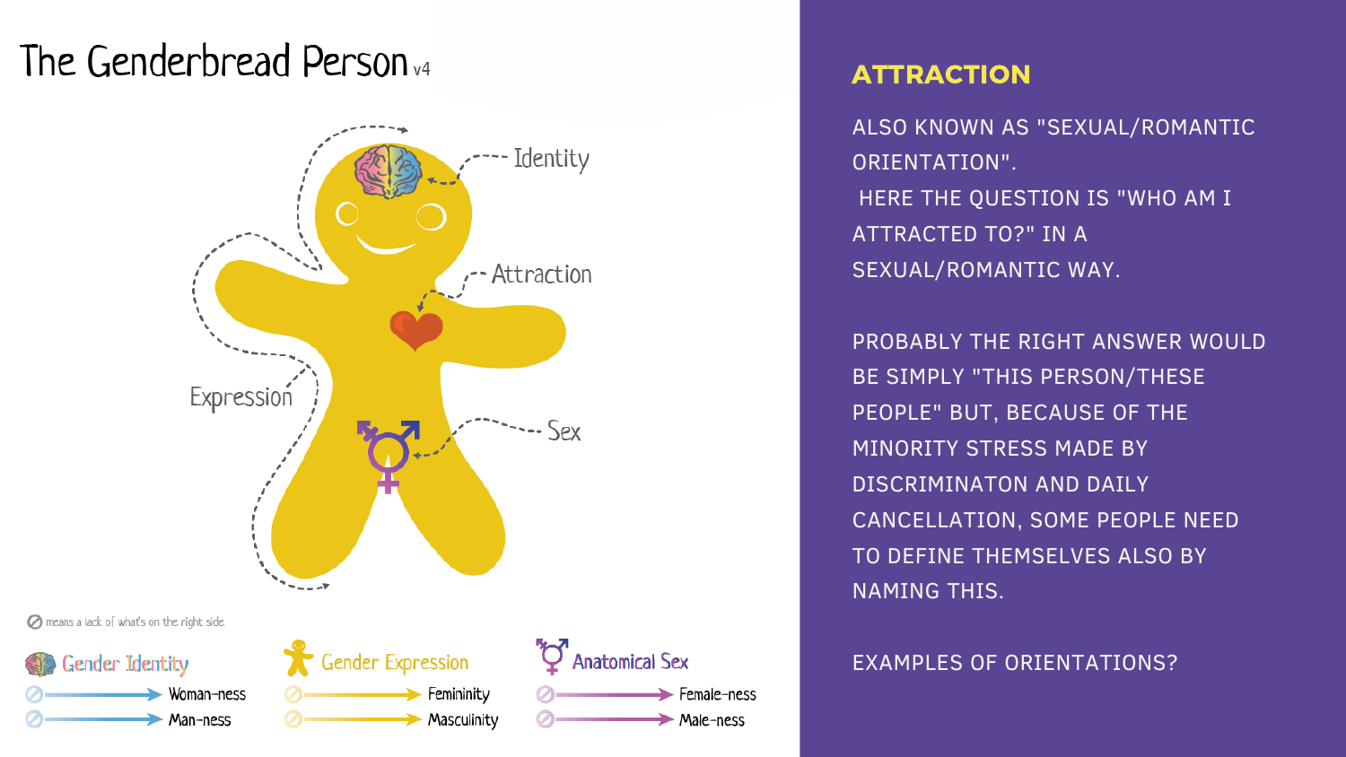# The Genderbread Person v4

Identity

Attraction

Expression

Sex

⊘ means a lack of what's on the right side

**Gender Identity**
- ⊘ → Woman-ness
- ⊘ → Man-ness

**Gender Expression**
- ⊘ → Femininity
- ⊘ → Masculinity

**Anatomical Sex**
- ⊘ → Female-ness
- ⊘ → Male-ness

## ATTRACTION

ALSO KNOWN AS "SEXUAL/ROMANTIC ORIENTATION".
HERE THE QUESTION IS "WHO AM I ATTRACTED TO?" IN A SEXUAL/ROMANTIC WAY.

PROBABLY THE RIGHT ANSWER WOULD BE SIMPLY "THIS PERSON/THESE PEOPLE" BUT, BECAUSE OF THE MINORITY STRESS MADE BY DISCRIMINATON AND DAILY CANCELLATION, SOME PEOPLE NEED TO DEFINE THEMSELVES ALSO BY NAMING THIS.

EXAMPLES OF ORIENTATIONS?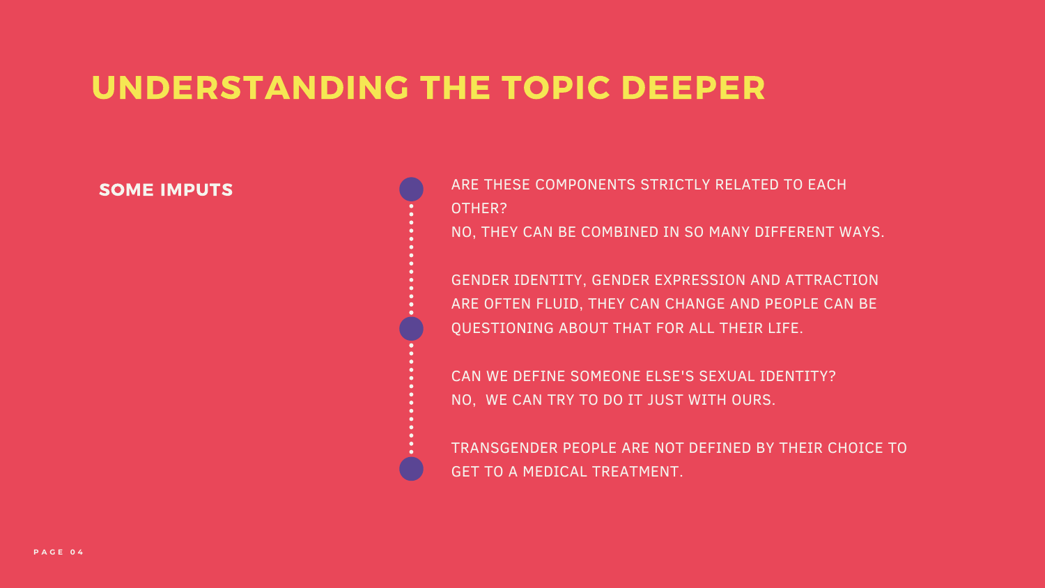# UNDERSTANDING THE TOPIC DEEPER

**SOME IMPUTS**

ARE THESE COMPONENTS STRICTLY RELATED TO EACH OTHER?
NO, THEY CAN BE COMBINED IN SO MANY DIFFERENT WAYS.

GENDER IDENTITY, GENDER EXPRESSION AND ATTRACTION ARE OFTEN FLUID, THEY CAN CHANGE AND PEOPLE CAN BE QUESTIONING ABOUT THAT FOR ALL THEIR LIFE.

CAN WE DEFINE SOMEONE ELSE'S SEXUAL IDENTITY?
NO, WE CAN TRY TO DO IT JUST WITH OURS.

TRANSGENDER PEOPLE ARE NOT DEFINED BY THEIR CHOICE TO GET TO A MEDICAL TREATMENT.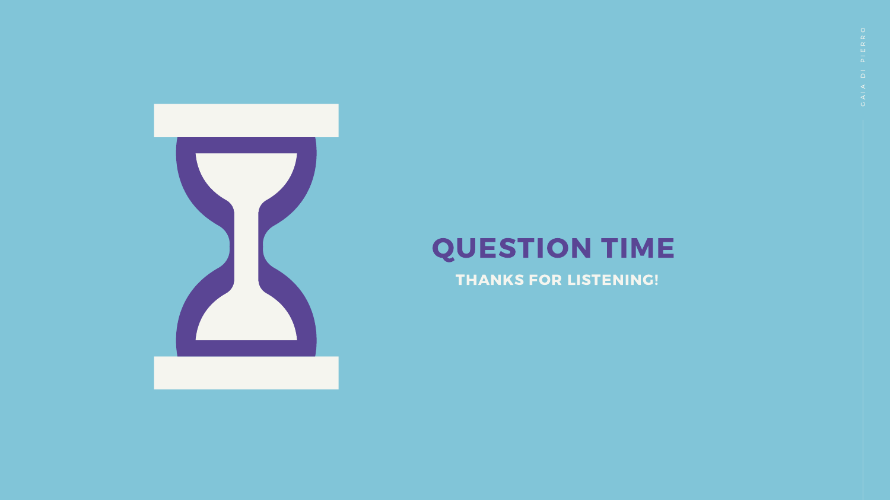# QUESTION TIME

THANKS FOR LISTENING!